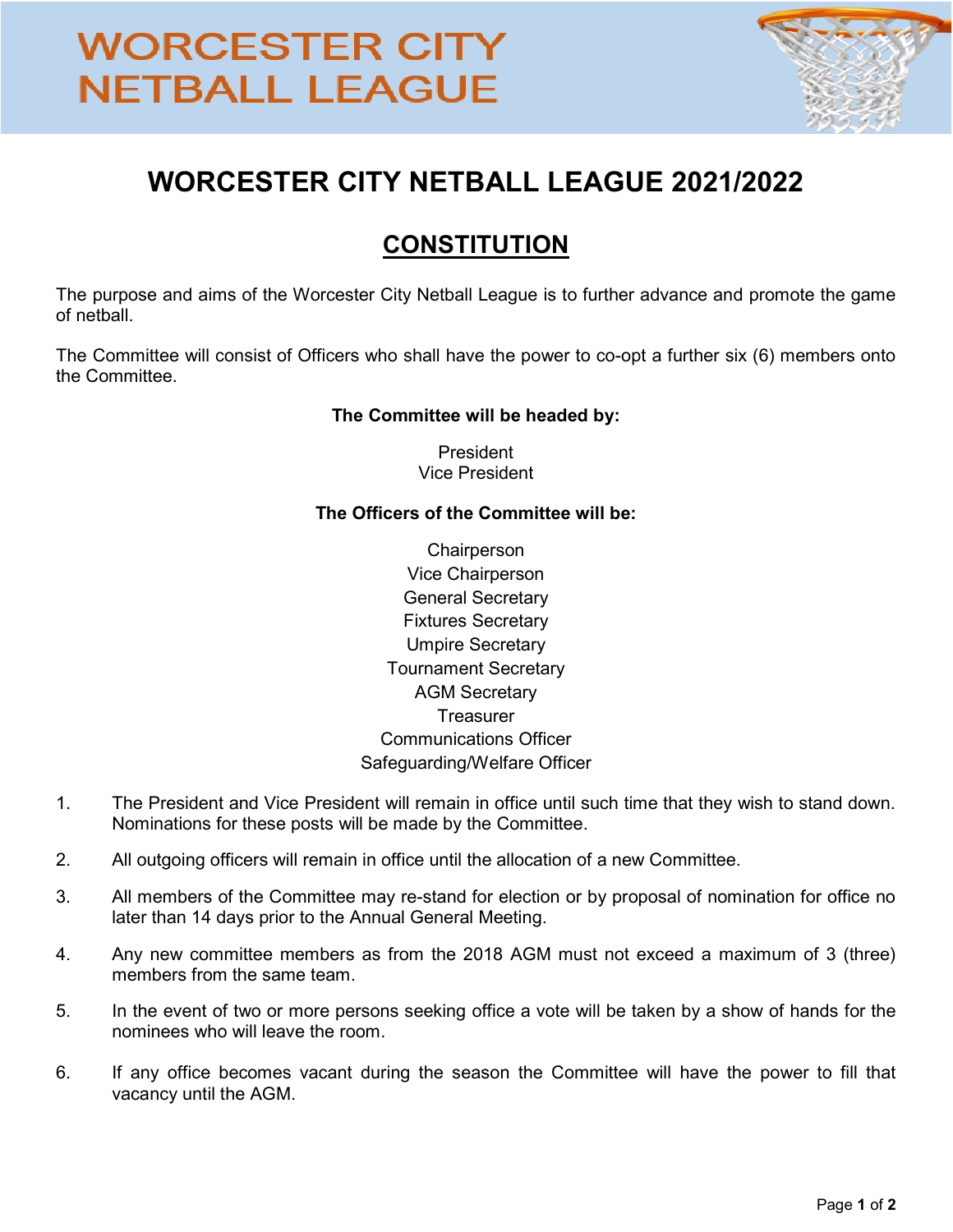# WORCESTER CITY NETBALL LEAGUE

## WORCESTER CITY NETBALL LEAGUE 2021/2022

## CONSTITUTION

The purpose and aims of the Worcester City Netball League is to further advance and promote the game of netball.

The Committee will consist of Officers who shall have the power to co-opt a further six (6) members onto the Committee.

**The Committee will be headed by:**

President
Vice President

**The Officers of the Committee will be:**

Chairperson
Vice Chairperson
General Secretary
Fixtures Secretary
Umpire Secretary
Tournament Secretary
AGM Secretary
Treasurer
Communications Officer
Safeguarding/Welfare Officer

1. The President and Vice President will remain in office until such time that they wish to stand down. Nominations for these posts will be made by the Committee.
2. All outgoing officers will remain in office until the allocation of a new Committee.
3. All members of the Committee may re-stand for election or by proposal of nomination for office no later than 14 days prior to the Annual General Meeting.
4. Any new committee members as from the 2018 AGM must not exceed a maximum of 3 (three) members from the same team.
5. In the event of two or more persons seeking office a vote will be taken by a show of hands for the nominees who will leave the room.
6. If any office becomes vacant during the season the Committee will have the power to fill that vacancy until the AGM.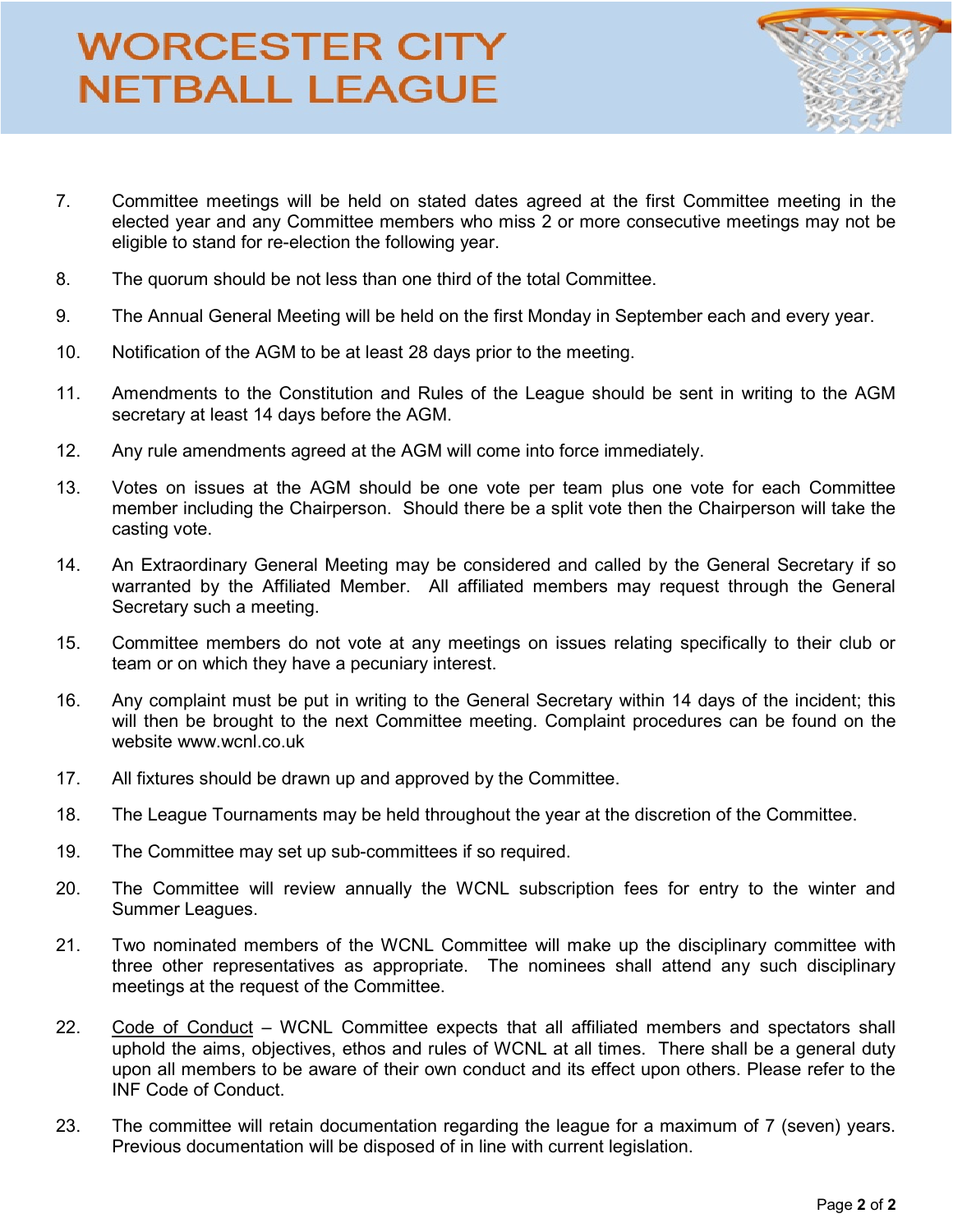# WORCESTER CITY NETBALL LEAGUE

7. Committee meetings will be held on stated dates agreed at the first Committee meeting in the elected year and any Committee members who miss 2 or more consecutive meetings may not be eligible to stand for re-election the following year.

8. The quorum should be not less than one third of the total Committee.

9. The Annual General Meeting will be held on the first Monday in September each and every year.

10. Notification of the AGM to be at least 28 days prior to the meeting.

11. Amendments to the Constitution and Rules of the League should be sent in writing to the AGM secretary at least 14 days before the AGM.

12. Any rule amendments agreed at the AGM will come into force immediately.

13. Votes on issues at the AGM should be one vote per team plus one vote for each Committee member including the Chairperson. Should there be a split vote then the Chairperson will take the casting vote.

14. An Extraordinary General Meeting may be considered and called by the General Secretary if so warranted by the Affiliated Member. All affiliated members may request through the General Secretary such a meeting.

15. Committee members do not vote at any meetings on issues relating specifically to their club or team or on which they have a pecuniary interest.

16. Any complaint must be put in writing to the General Secretary within 14 days of the incident; this will then be brought to the next Committee meeting. Complaint procedures can be found on the website www.wcnl.co.uk

17. All fixtures should be drawn up and approved by the Committee.

18. The League Tournaments may be held throughout the year at the discretion of the Committee.

19. The Committee may set up sub-committees if so required.

20. The Committee will review annually the WCNL subscription fees for entry to the winter and Summer Leagues.

21. Two nominated members of the WCNL Committee will make up the disciplinary committee with three other representatives as appropriate. The nominees shall attend any such disciplinary meetings at the request of the Committee.

22. <u>Code of Conduct</u> – WCNL Committee expects that all affiliated members and spectators shall uphold the aims, objectives, ethos and rules of WCNL at all times. There shall be a general duty upon all members to be aware of their own conduct and its effect upon others. Please refer to the INF Code of Conduct.

23. The committee will retain documentation regarding the league for a maximum of 7 (seven) years. Previous documentation will be disposed of in line with current legislation.